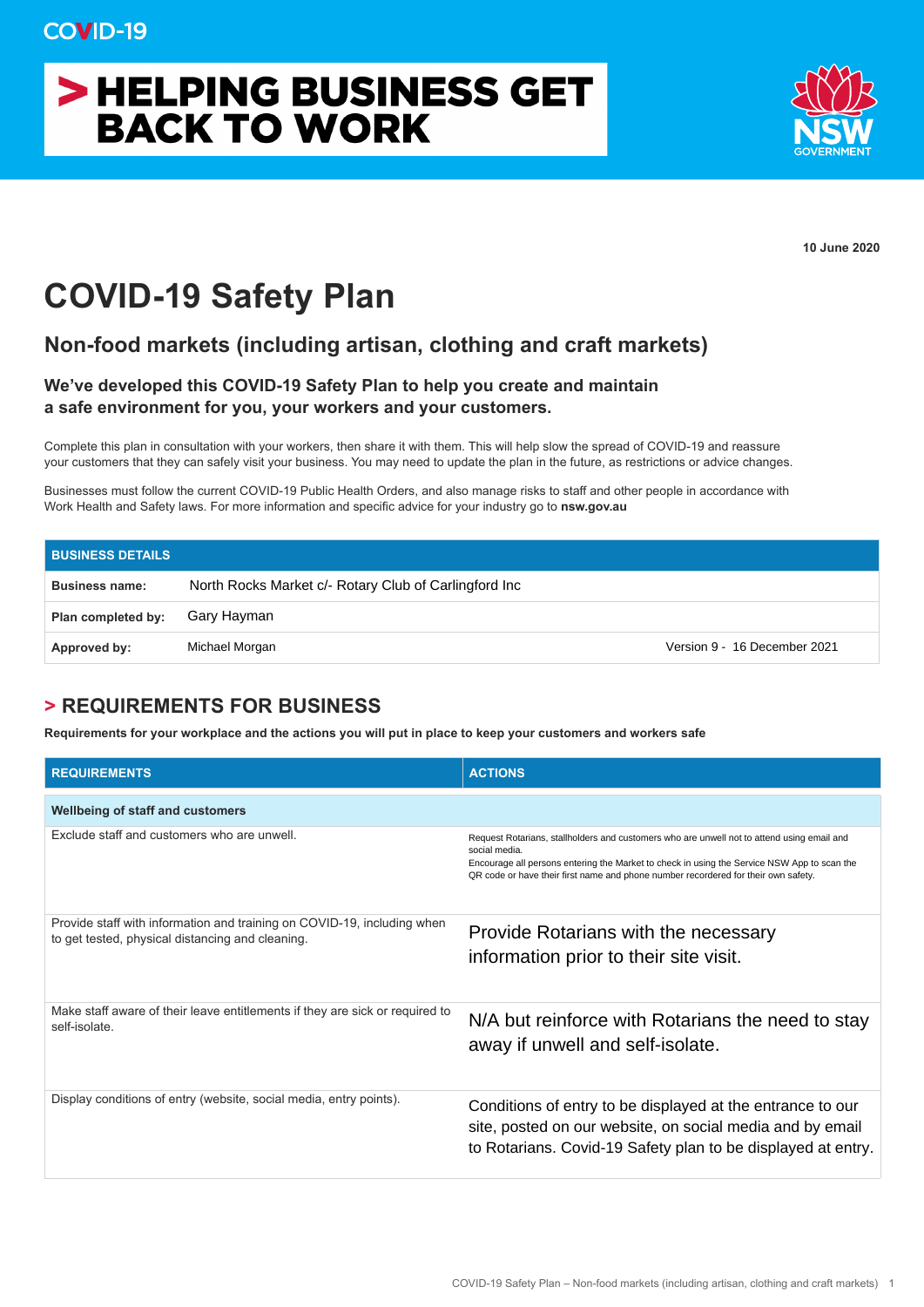COVID-19

# HELPING BUSINESS GET BACK TO WORK

NSW GOVERNMENT

**10 June 2020**

# COVID-19 Safety Plan

## Non-food markets (including artisan, clothing and craft markets)

### We've developed this COVID-19 Safety Plan to help you create and maintain a safe environment for you, your workers and your customers.

Complete this plan in consultation with your workers, then share it with them. This will help slow the spread of COVID-19 and reassure your customers that they can safely visit your business. You may need to update the plan in the future, as restrictions or advice changes.

Businesses must follow the current COVID-19 Public Health Orders, and also manage risks to staff and other people in accordance with Work Health and Safety laws. For more information and specific advice for your industry go to **nsw.gov.au**

| BUSINESS DETAILS | | |
|---|---|---|
| **Business name:** | North Rocks Market c/- Rotary Club of Carlingford Inc | |
| **Plan completed by:** | Gary Hayman | |
| **Approved by:** | Michael Morgan | Version 9 - 16 December 2021 |

## > REQUIREMENTS FOR BUSINESS

**Requirements for your workplace and the actions you will put in place to keep your customers and workers safe**

| REQUIREMENTS | ACTIONS |
|---|---|
| **Wellbeing of staff and customers** | |
| Exclude staff and customers who are unwell. | Request Rotarians, stallholders and customers who are unwell not to attend using email and social media.<br>Encourage all persons entering the Market to check in using the Service NSW App to scan the QR code or have their first name and phone number recordered for their own safety. |
| Provide staff with information and training on COVID-19, including when to get tested, physical distancing and cleaning. | Provide Rotarians with the necessary information prior to their site visit. |
| Make staff aware of their leave entitlements if they are sick or required to self-isolate. | N/A but reinforce with Rotarians the need to stay away if unwell and self-isolate. |
| Display conditions of entry (website, social media, entry points). | Conditions of entry to be displayed at the entrance to our site, posted on our website, on social media and by email to Rotarians. Covid-19 Safety plan to be displayed at entry. |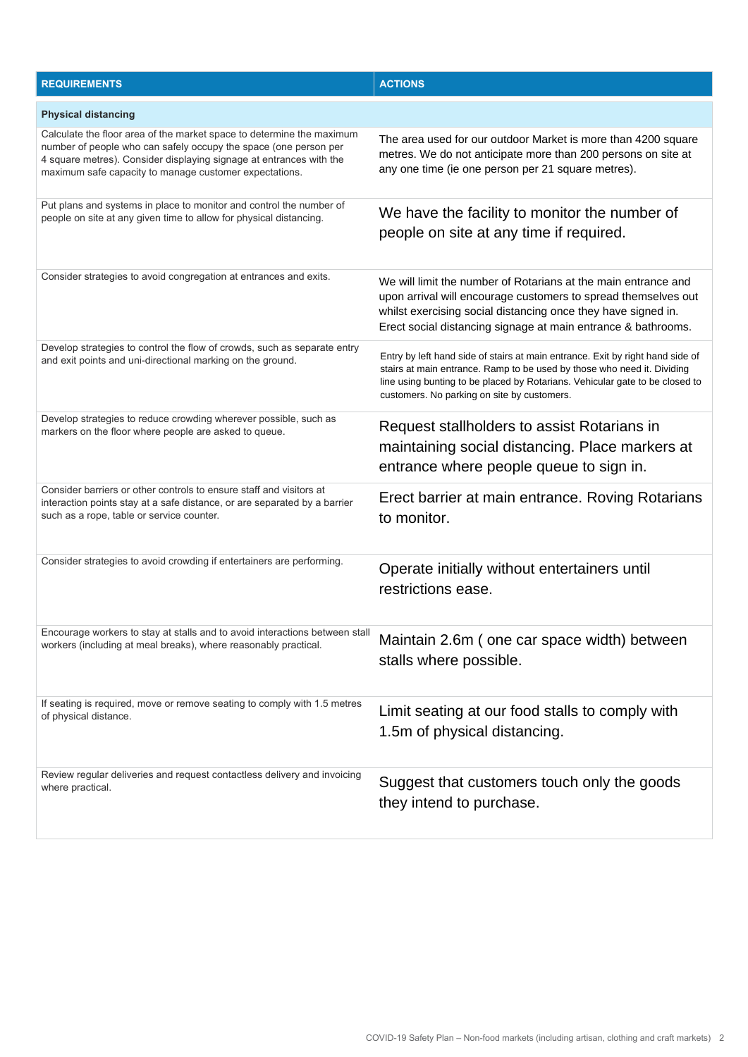| REQUIREMENTS | ACTIONS |
|---|---|
| **Physical distancing** | |
| Calculate the floor area of the market space to determine the maximum number of people who can safely occupy the space (one person per 4 square metres). Consider displaying signage at entrances with the maximum safe capacity to manage customer expectations. | The area used for our outdoor Market is more than 4200 square metres. We do not anticipate more than 200 persons on site at any one time (ie one person per 21 square metres). |
| Put plans and systems in place to monitor and control the number of people on site at any given time to allow for physical distancing. | We have the facility to monitor the number of people on site at any time if required. |
| Consider strategies to avoid congregation at entrances and exits. | We will limit the number of Rotarians at the main entrance and upon arrival will encourage customers to spread themselves out whilst exercising social distancing once they have signed in. Erect social distancing signage at main entrance & bathrooms. |
| Develop strategies to control the flow of crowds, such as separate entry and exit points and uni-directional marking on the ground. | Entry by left hand side of stairs at main entrance. Exit by right hand side of stairs at main entrance. Ramp to be used by those who need it. Dividing line using bunting to be placed by Rotarians. Vehicular gate to be closed to customers. No parking on site by customers. |
| Develop strategies to reduce crowding wherever possible, such as markers on the floor where people are asked to queue. | Request stallholders to assist Rotarians in maintaining social distancing. Place markers at entrance where people queue to sign in. |
| Consider barriers or other controls to ensure staff and visitors at interaction points stay at a safe distance, or are separated by a barrier such as a rope, table or service counter. | Erect barrier at main entrance. Roving Rotarians to monitor. |
| Consider strategies to avoid crowding if entertainers are performing. | Operate initially without entertainers until restrictions ease. |
| Encourage workers to stay at stalls and to avoid interactions between stall workers (including at meal breaks), where reasonably practical. | Maintain 2.6m ( one car space width) between stalls where possible. |
| If seating is required, move or remove seating to comply with 1.5 metres of physical distance. | Limit seating at our food stalls to comply with 1.5m of physical distancing. |
| Review regular deliveries and request contactless delivery and invoicing where practical. | Suggest that customers touch only the goods they intend to purchase. |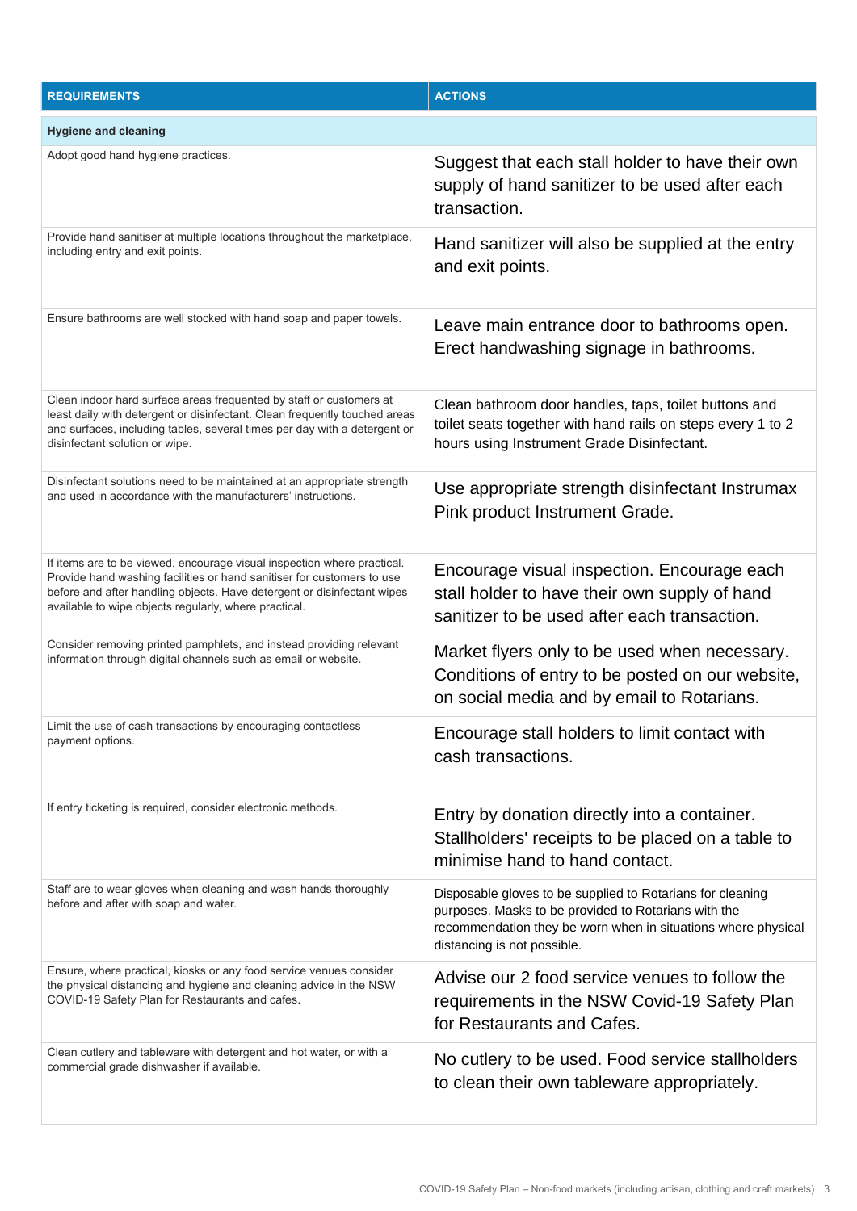| REQUIREMENTS | ACTIONS |
|---|---|
| **Hygiene and cleaning** | |
| Adopt good hand hygiene practices. | Suggest that each stall holder to have their own supply of hand sanitizer to be used after each transaction. |
| Provide hand sanitiser at multiple locations throughout the marketplace, including entry and exit points. | Hand sanitizer will also be supplied at the entry and exit points. |
| Ensure bathrooms are well stocked with hand soap and paper towels. | Leave main entrance door to bathrooms open. Erect handwashing signage in bathrooms. |
| Clean indoor hard surface areas frequented by staff or customers at least daily with detergent or disinfectant. Clean frequently touched areas and surfaces, including tables, several times per day with a detergent or disinfectant solution or wipe. | Clean bathroom door handles, taps, toilet buttons and toilet seats together with hand rails on steps every 1 to 2 hours using Instrument Grade Disinfectant. |
| Disinfectant solutions need to be maintained at an appropriate strength and used in accordance with the manufacturers' instructions. | Use appropriate strength disinfectant Instrumax Pink product Instrument Grade. |
| If items are to be viewed, encourage visual inspection where practical. Provide hand washing facilities or hand sanitiser for customers to use before and after handling objects. Have detergent or disinfectant wipes available to wipe objects regularly, where practical. | Encourage visual inspection. Encourage each stall holder to have their own supply of hand sanitizer to be used after each transaction. |
| Consider removing printed pamphlets, and instead providing relevant information through digital channels such as email or website. | Market flyers only to be used when necessary. Conditions of entry to be posted on our website, on social media and by email to Rotarians. |
| Limit the use of cash transactions by encouraging contactless payment options. | Encourage stall holders to limit contact with cash transactions. |
| If entry ticketing is required, consider electronic methods. | Entry by donation directly into a container. Stallholders' receipts to be placed on a table to minimise hand to hand contact. |
| Staff are to wear gloves when cleaning and wash hands thoroughly before and after with soap and water. | Disposable gloves to be supplied to Rotarians for cleaning purposes. Masks to be provided to Rotarians with the recommendation they be worn when in situations where physical distancing is not possible. |
| Ensure, where practical, kiosks or any food service venues consider the physical distancing and hygiene and cleaning advice in the NSW COVID-19 Safety Plan for Restaurants and cafes. | Advise our 2 food service venues to follow the requirements in the NSW Covid-19 Safety Plan for Restaurants and Cafes. |
| Clean cutlery and tableware with detergent and hot water, or with a commercial grade dishwasher if available. | No cutlery to be used. Food service stallholders to clean their own tableware appropriately. |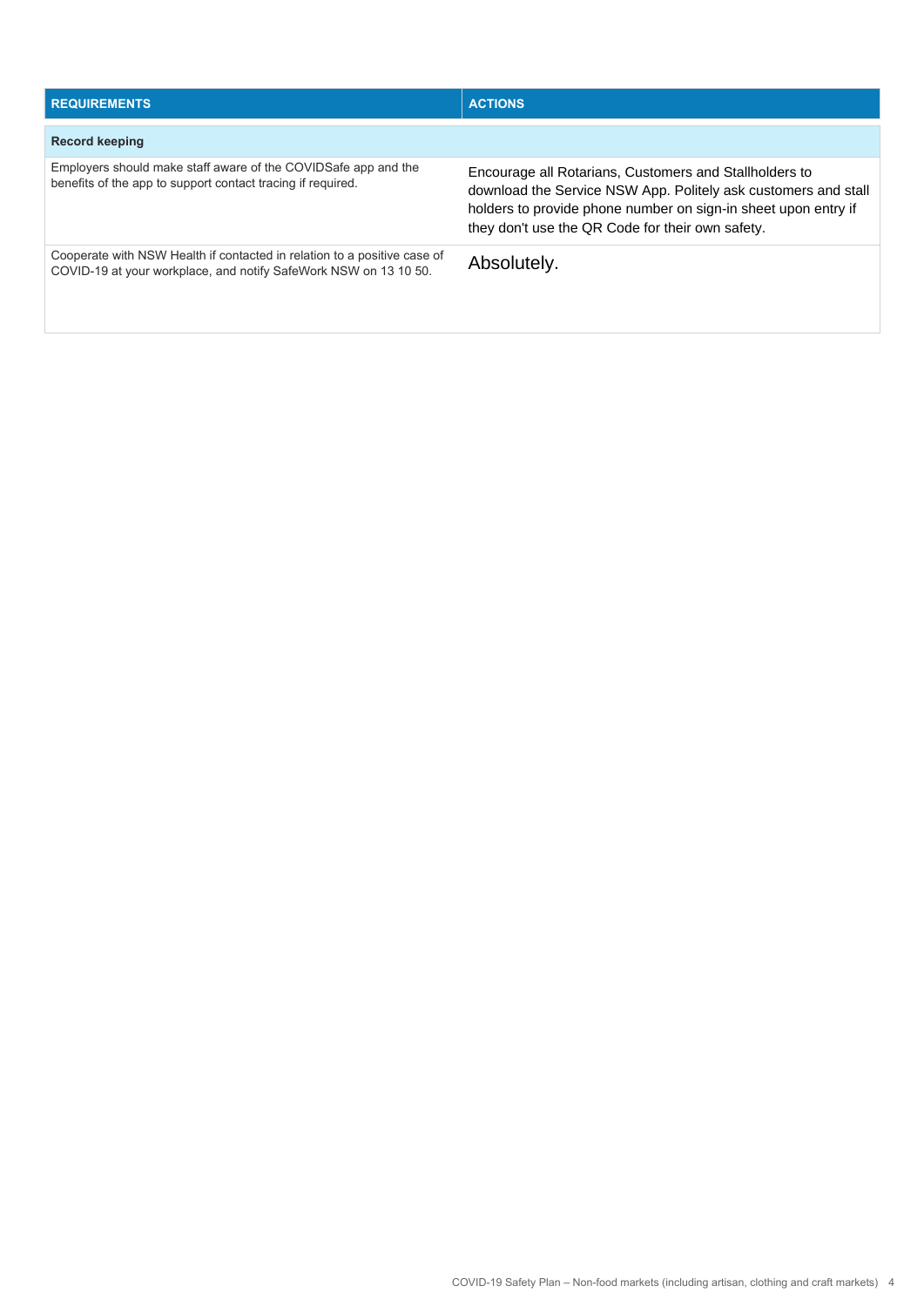| REQUIREMENTS | ACTIONS |
| --- | --- |
| **Record keeping** | |
| Employers should make staff aware of the COVIDSafe app and the benefits of the app to support contact tracing if required. | Encourage all Rotarians, Customers and Stallholders to download the Service NSW App. Politely ask customers and stall holders to provide phone number on sign-in sheet upon entry if they don't use the QR Code for their own safety. |
| Cooperate with NSW Health if contacted in relation to a positive case of COVID-19 at your workplace, and notify SafeWork NSW on 13 10 50. | Absolutely. |